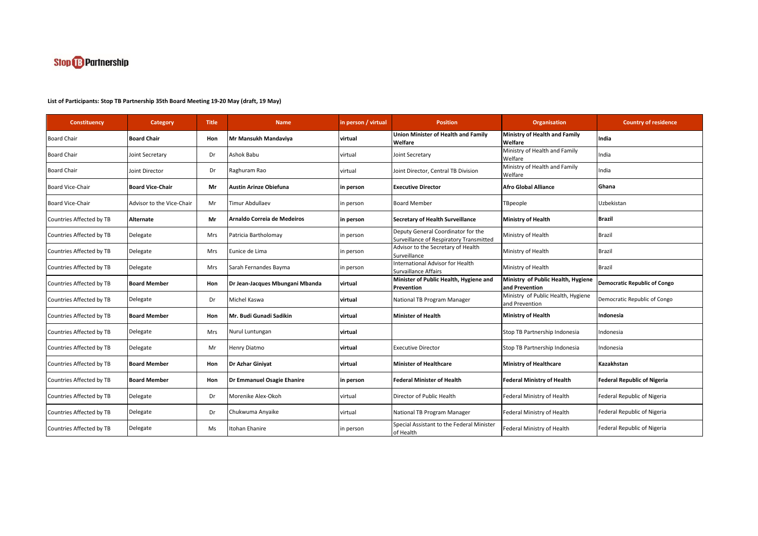Stop TB Partnership

**List of Participants: Stop TB Partnership 35th Board Meeting 19-20 May (draft, 19 May)**

| Constituency | Category | Title | Name | in person / virtual | Position | Organisation | Country of residence |
|---|---|---|---|---|---|---|---|
| Board Chair | **Board Chair** | **Hon** | **Mr Mansukh Mandaviya** | **virtual** | **Union Minister of Health and Family Welfare** | **Ministry of Health and Family Welfare** | **India** |
| Board Chair | Joint Secretary | Dr | Ashok Babu | virtual | Joint Secretary | Ministry of Health and Family Welfare | India |
| Board Chair | Joint Director | Dr | Raghuram Rao | virtual | Joint Director, Central TB Division | Ministry of Health and Family Welfare | India |
| Board Vice-Chair | **Board Vice-Chair** | **Mr** | **Austin Arinze Obiefuna** | **in person** | **Executive Director** | **Afro Global Alliance** | **Ghana** |
| Board Vice-Chair | Advisor to the Vice-Chair | Mr | Timur Abdullaev | in person | Board Member | TBpeople | Uzbekistan |
| Countries Affected by TB | **Alternate** | **Mr** | **Arnaldo Correia de Medeiros** | **in person** | **Secretary of Health Surveillance** | **Ministry of Health** | **Brazil** |
| Countries Affected by TB | Delegate | Mrs | Patricia Bartholomay | in person | Deputy General Coordinator for the Surveillance of Respiratory Transmitted | Ministry of Health | Brazil |
| Countries Affected by TB | Delegate | Mrs | Eunice de Lima | in person | Advisor to the Secretary of Health Surveillance | Ministry of Health | Brazil |
| Countries Affected by TB | Delegate | Mrs | Sarah Fernandes Bayma | in person | International Advisor for Health Survaillance Affairs | Ministry of Health | Brazil |
| Countries Affected by TB | **Board Member** | **Hon** | **Dr Jean-Jacques Mbungani Mbanda** | **virtual** | **Minister of Public Health, Hygiene and Prevention** | **Ministry of Public Health, Hygiene and Prevention** | **Democratic Republic of Congo** |
| Countries Affected by TB | Delegate | Dr | Michel Kaswa | **virtual** | National TB Program Manager | Ministry of Public Health, Hygiene and Prevention | Democratic Republic of Congo |
| Countries Affected by TB | **Board Member** | **Hon** | **Mr. Budi Gunadi Sadikin** | **virtual** | **Minister of Health** | **Ministry of Health** | **Indonesia** |
| Countries Affected by TB | Delegate | Mrs | Nurul Luntungan | **virtual** | | Stop TB Partnership Indonesia | Indonesia |
| Countries Affected by TB | Delegate | Mr | Henry Diatmo | **virtual** | Executive Director | Stop TB Partnership Indonesia | Indonesia |
| Countries Affected by TB | **Board Member** | **Hon** | **Dr Azhar Giniyat** | **virtual** | **Minister of Healthcare** | **Ministry of Healthcare** | **Kazakhstan** |
| Countries Affected by TB | **Board Member** | **Hon** | **Dr Emmanuel Osagie Ehanire** | **in person** | **Federal Minister of Health** | **Federal Ministry of Health** | **Federal Republic of Nigeria** |
| Countries Affected by TB | Delegate | Dr | Morenike Alex-Okoh | virtual | Director of Public Health | Federal Ministry of Health | Federal Republic of Nigeria |
| Countries Affected by TB | Delegate | Dr | Chukwuma Anyaike | virtual | National TB Program Manager | Federal Ministry of Health | Federal Republic of Nigeria |
| Countries Affected by TB | Delegate | Ms | Itohan Ehanire | in person | Special Assistant to the Federal Minister of Health | Federal Ministry of Health | Federal Republic of Nigeria |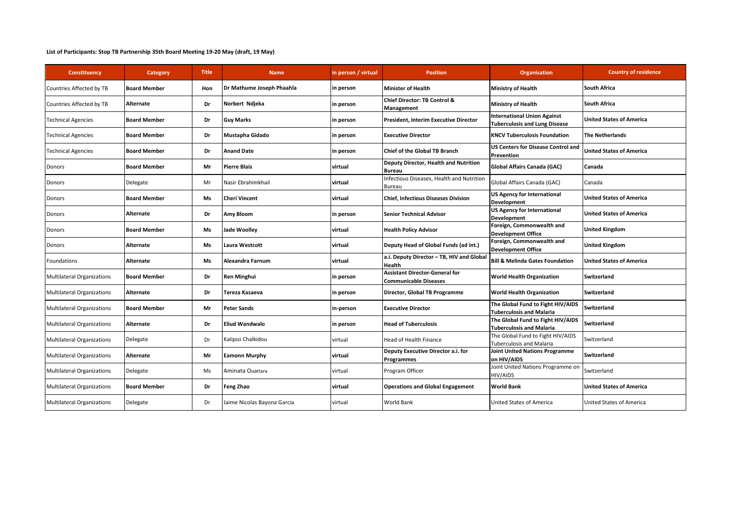**List of Participants: Stop TB Partnership 35th Board Meeting 19-20 May (draft, 19 May)**

| Constituency | Category | Title | Name | in person / virtual | Position | Organisation | Country of residence |
|---|---|---|---|---|---|---|---|
| Countries Affected by TB | **Board Member** | **Hon** | **Dr Mathume Joseph Phaahla** | in person | **Minister of Health** | **Ministry of Health** | **South Africa** |
| Countries Affected by TB | **Alternate** | **Dr** | **Norbert Ndjeka** | in person | **Chief Director: TB Control & Management** | **Ministry of Health** | **South Africa** |
| Technical Agencies | **Board Member** | **Dr** | **Guy Marks** | in person | **President, Interim Executive Director** | **International Union Against Tuberculosis and Lung Disease** | **United States of America** |
| Technical Agencies | **Board Member** | **Dr** | **Mustapha Gidado** | in person | **Executive Director** | **KNCV Tuberculosis Foundation** | **The Netherlands** |
| Technical Agencies | **Board Member** | **Dr** | **Anand Date** | in person | **Chief of the Global TB Branch** | **US Centers for Disease Control and Prevention** | **United States of America** |
| Donors | **Board Member** | **Mr** | **Pierre Blais** | virtual | **Deputy Director, Health and Nutrition Bureau** | **Global Affairs Canada (GAC)** | **Canada** |
| Donors | Delegate | Mr | Nasir Ebrahimkhail | virtual | Infectious Diseases, Health and Nutrition Bureau | Global Affairs Canada (GAC) | Canada |
| Donors | **Board Member** | **Ms** | **Cheri Vincent** | virtual | **Chief, Infectious Diseases Division** | **US Agency for International Development** | **United States of America** |
| Donors | **Alternate** | **Dr** | **Amy Bloom** | in person | **Senior Technical Advisor** | **US Agency for International Development** | **United States of America** |
| Donors | **Board Member** | **Ms** | **Jade Woolley** | virtual | **Health Policy Advisor** | **Foreign, Commonwealth and Development Office** | **United Kingdom** |
| Donors | **Alternate** | **Ms** | **Laura Westcott** | virtual | **Deputy Head of Global Funds (ad int.)** | **Foreign, Commonwealth and Development Office** | **United Kingdom** |
| Foundations | **Alternate** | **Ms** | **Alexandra Farnum** | virtual | **a.i. Deputy Director – TB, HIV and Global Health** | **Bill & Melinda Gates Foundation** | **United States of America** |
| Multilateral Organizations | **Board Member** | **Dr** | **Ren Minghui** | in person | **Assistant Director-General for Communicable Diseases** | **World Health Organization** | **Switzerland** |
| Multilateral Organizations | **Alternate** | **Dr** | **Tereza Kasaeva** | in person | **Director, Global TB Programme** | **World Health Organization** | **Switzerland** |
| Multilateral Organizations | **Board Member** | **Mr** | **Peter Sands** | in-person | **Executive Director** | **The Global Fund to Fight HIV/AIDS Tuberculosis and Malaria** | **Switzerland** |
| Multilateral Organizations | **Alternate** | **Dr** | **Eliud Wandwalo** | in person | **Head of Tuberculosis** | **The Global Fund to Fight HIV/AIDS Tuberculosis and Malaria** | **Switzerland** |
| Multilateral Organizations | Delegate | Dr | Kalipso Chalkidou | virtual | Head of Health Finance | The Global Fund to Fight HIV/AIDS Tuberculosis and Malaria | Switzerland |
| Multilateral Organizations | **Alternate** | **Mr** | **Eamonn Murphy** | virtual | **Deputy Executive Director a.i. for Programmes** | **Joint United Nations Programme on HIV/AIDS** | **Switzerland** |
| Multilateral Organizations | Delegate | Ms | Aminata Ouattara | virtual | Program Officer | Joint United Nations Programme on HIV/AIDS | Switzerland |
| Multilateral Organizations | **Board Member** | **Dr** | **Feng Zhao** | virtual | **Operations and Global Engagement** | **World Bank** | **United States of America** |
| Multilateral Organizations | Delegate | Dr | Jaime Nicolas Bayona Garcia | virtual | World Bank | United States of America | United States of America |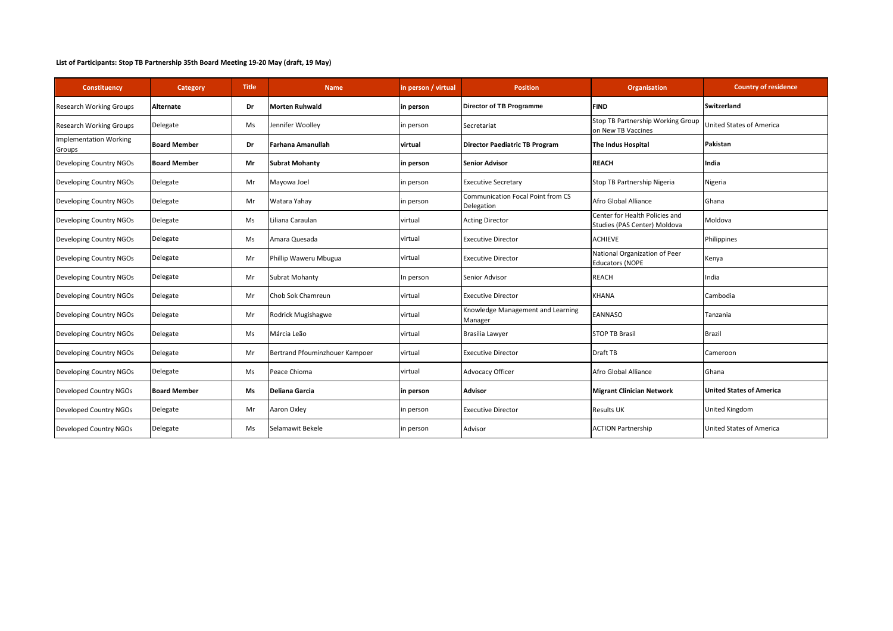**List of Participants: Stop TB Partnership 35th Board Meeting 19-20 May (draft, 19 May)**

| Constituency | Category | Title | Name | in person / virtual | Position | Organisation | Country of residence |
|---|---|---|---|---|---|---|---|
| Research Working Groups | **Alternate** | **Dr** | **Morten Ruhwald** | **in person** | **Director of TB Programme** | **FIND** | **Switzerland** |
| Research Working Groups | Delegate | Ms | Jennifer Woolley | in person | Secretariat | Stop TB Partnership Working Group on New TB Vaccines | United States of America |
| Implementation Working Groups | **Board Member** | **Dr** | **Farhana Amanullah** | **virtual** | **Director Paediatric TB Program** | **The Indus Hospital** | **Pakistan** |
| Developing Country NGOs | **Board Member** | **Mr** | **Subrat Mohanty** | **in person** | **Senior Advisor** | **REACH** | **India** |
| Developing Country NGOs | Delegate | Mr | Mayowa Joel | in person | Executive Secretary | Stop TB Partnership Nigeria | Nigeria |
| Developing Country NGOs | Delegate | Mr | Watara Yahay | in person | Communication Focal Point from CS Delegation | Afro Global Alliance | Ghana |
| Developing Country NGOs | Delegate | Ms | Liliana Caraulan | virtual | Acting Director | Center for Health Policies and Studies (PAS Center) Moldova | Moldova |
| Developing Country NGOs | Delegate | Ms | Amara Quesada | virtual | Executive Director | ACHIEVE | Philippines |
| Developing Country NGOs | Delegate | Mr | Phillip Waweru Mbugua | virtual | Executive Director | National Organization of Peer Educators (NOPE | Kenya |
| Developing Country NGOs | Delegate | Mr | Subrat Mohanty | In person | Senior Advisor | REACH | India |
| Developing Country NGOs | Delegate | Mr | Chob Sok Chamreun | virtual | Executive Director | KHANA | Cambodia |
| Developing Country NGOs | Delegate | Mr | Rodrick Mugishagwe | virtual | Knowledge Management and Learning Manager | EANNASO | Tanzania |
| Developing Country NGOs | Delegate | Ms | Márcia Leão | virtual | Brasilia Lawyer | STOP TB Brasil | Brazil |
| Developing Country NGOs | Delegate | Mr | Bertrand Pfouminzhouer Kampoer | virtual | Executive Director | Draft TB | Cameroon |
| Developing Country NGOs | Delegate | Ms | Peace Chioma | virtual | Advocacy Officer | Afro Global Alliance | Ghana |
| Developed Country NGOs | **Board Member** | **Ms** | **Deliana Garcia** | **in person** | **Advisor** | **Migrant Clinician Network** | **United States of America** |
| Developed Country NGOs | Delegate | Mr | Aaron Oxley | in person | Executive Director | Results UK | United Kingdom |
| Developed Country NGOs | Delegate | Ms | Selamawit Bekele | in person | Advisor | ACTION Partnership | United States of America |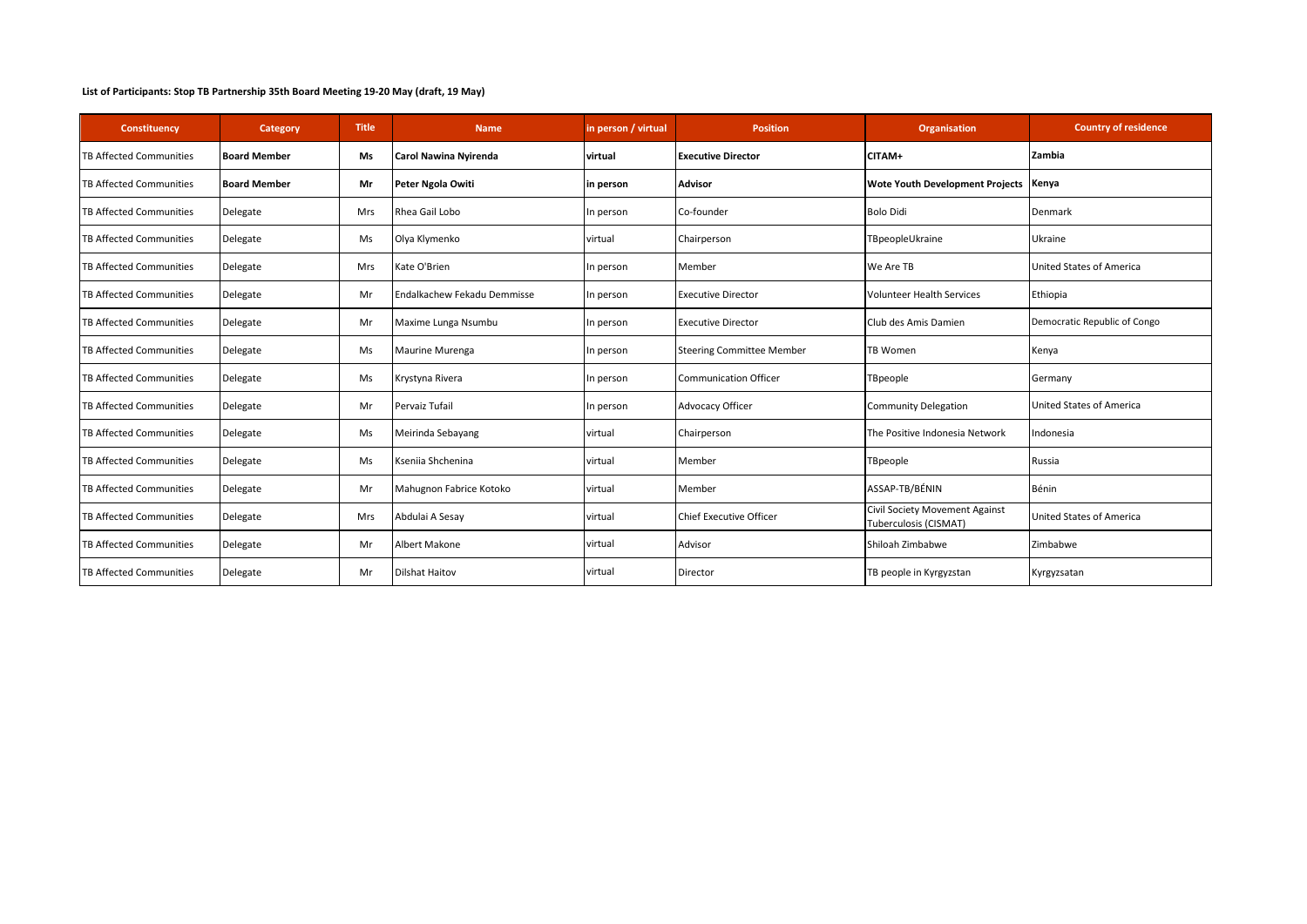**List of Participants: Stop TB Partnership 35th Board Meeting 19-20 May (draft, 19 May)**

| Constituency | Category | Title | Name | in person / virtual | Position | Organisation | Country of residence |
|---|---|---|---|---|---|---|---|
| TB Affected Communities | **Board Member** | **Ms** | **Carol Nawina Nyirenda** | **virtual** | **Executive Director** | **CITAM+** | **Zambia** |
| TB Affected Communities | **Board Member** | **Mr** | **Peter Ngola Owiti** | **in person** | **Advisor** | **Wote Youth Development Projects** | **Kenya** |
| TB Affected Communities | Delegate | Mrs | Rhea Gail Lobo | In person | Co-founder | Bolo Didi | Denmark |
| TB Affected Communities | Delegate | Ms | Olya Klymenko | virtual | Chairperson | TBpeopleUkraine | Ukraine |
| TB Affected Communities | Delegate | Mrs | Kate O'Brien | In person | Member | We Are TB | United States of America |
| TB Affected Communities | Delegate | Mr | Endalkachew Fekadu Demmisse | In person | Executive Director | Volunteer Health Services | Ethiopia |
| TB Affected Communities | Delegate | Mr | Maxime Lunga Nsumbu | In person | Executive Director | Club des Amis Damien | Democratic Republic of Congo |
| TB Affected Communities | Delegate | Ms | Maurine Murenga | In person | Steering Committee Member | TB Women | Kenya |
| TB Affected Communities | Delegate | Ms | Krystyna Rivera | In person | Communication Officer | TBpeople | Germany |
| TB Affected Communities | Delegate | Mr | Pervaiz Tufail | In person | Advocacy Officer | Community Delegation | United States of America |
| TB Affected Communities | Delegate | Ms | Meirinda Sebayang | virtual | Chairperson | The Positive Indonesia Network | Indonesia |
| TB Affected Communities | Delegate | Ms | Kseniia Shchenina | virtual | Member | TBpeople | Russia |
| TB Affected Communities | Delegate | Mr | Mahugnon Fabrice Kotoko | virtual | Member | ASSAP-TB/BÉNIN | Bénin |
| TB Affected Communities | Delegate | Mrs | Abdulai A Sesay | virtual | Chief Executive Officer | Civil Society Movement Against Tuberculosis (CISMAT) | United States of America |
| TB Affected Communities | Delegate | Mr | Albert Makone | virtual | Advisor | Shiloah Zimbabwe | Zimbabwe |
| TB Affected Communities | Delegate | Mr | Dilshat Haitov | virtual | Director | TB people in Kyrgyzstan | Kyrgyzsatan |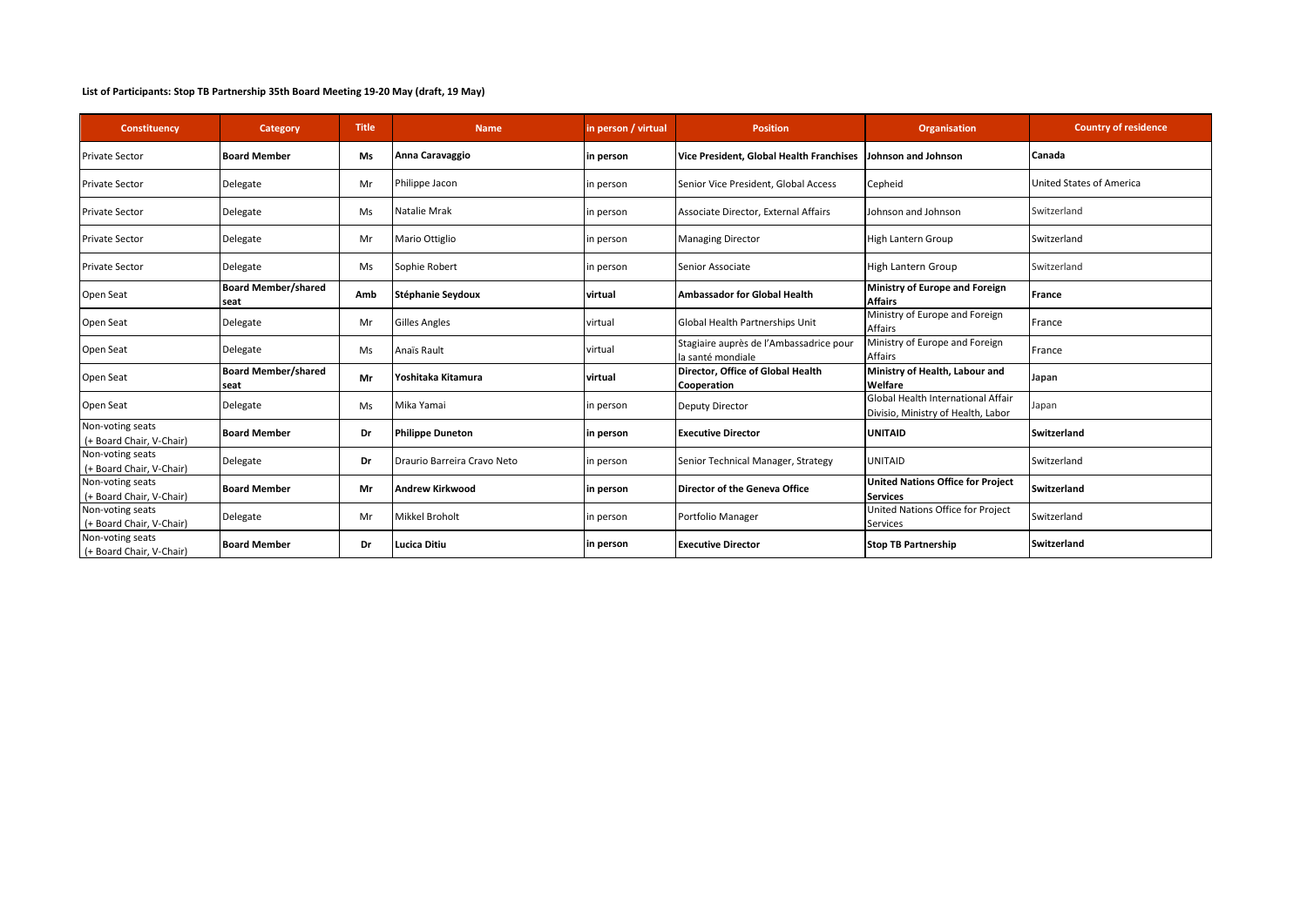**List of Participants: Stop TB Partnership 35th Board Meeting 19-20 May (draft, 19 May)**

| Constituency | Category | Title | Name | in person / virtual | Position | Organisation | Country of residence |
|---|---|---|---|---|---|---|---|
| Private Sector | **Board Member** | **Ms** | **Anna Caravaggio** | **in person** | **Vice President, Global Health Franchises** | **Johnson and Johnson** | **Canada** |
| Private Sector | Delegate | Mr | Philippe Jacon | in person | Senior Vice President, Global Access | Cepheid | United States of America |
| Private Sector | Delegate | Ms | Natalie Mrak | in person | Associate Director, External Affairs | Johnson and Johnson | Switzerland |
| Private Sector | Delegate | Mr | Mario Ottiglio | in person | Managing Director | High Lantern Group | Switzerland |
| Private Sector | Delegate | Ms | Sophie Robert | in person | Senior Associate | High Lantern Group | Switzerland |
| Open Seat | **Board Member/shared seat** | **Amb** | **Stéphanie Seydoux** | **virtual** | **Ambassador for Global Health** | **Ministry of Europe and Foreign Affairs** | **France** |
| Open Seat | Delegate | Mr | Gilles Angles | virtual | Global Health Partnerships Unit | Ministry of Europe and Foreign Affairs | France |
| Open Seat | Delegate | Ms | Anaïs Rault | virtual | Stagiaire auprès de l'Ambassadrice pour la santé mondiale | Ministry of Europe and Foreign Affairs | France |
| Open Seat | **Board Member/shared seat** | **Mr** | **Yoshitaka Kitamura** | **virtual** | **Director, Office of Global Health Cooperation** | **Ministry of Health, Labour and Welfare** | **Japan** |
| Open Seat | Delegate | Ms | Mika Yamai | in person | Deputy Director | Global Health International Affair Divisio, Ministry of Health, Labor | Japan |
| Non-voting seats (+ Board Chair, V-Chair) | **Board Member** | **Dr** | **Philippe Duneton** | **in person** | **Executive Director** | **UNITAID** | **Switzerland** |
| Non-voting seats (+ Board Chair, V-Chair) | Delegate | **Dr** | Draurio Barreira Cravo Neto | in person | Senior Technical Manager, Strategy | UNITAID | Switzerland |
| Non-voting seats (+ Board Chair, V-Chair) | **Board Member** | **Mr** | **Andrew Kirkwood** | **in person** | **Director of the Geneva Office** | **United Nations Office for Project Services** | **Switzerland** |
| Non-voting seats (+ Board Chair, V-Chair) | Delegate | Mr | Mikkel Broholt | in person | Portfolio Manager | United Nations Office for Project Services | Switzerland |
| Non-voting seats (+ Board Chair, V-Chair) | **Board Member** | **Dr** | **Lucica Ditiu** | **in person** | **Executive Director** | **Stop TB Partnership** | **Switzerland** |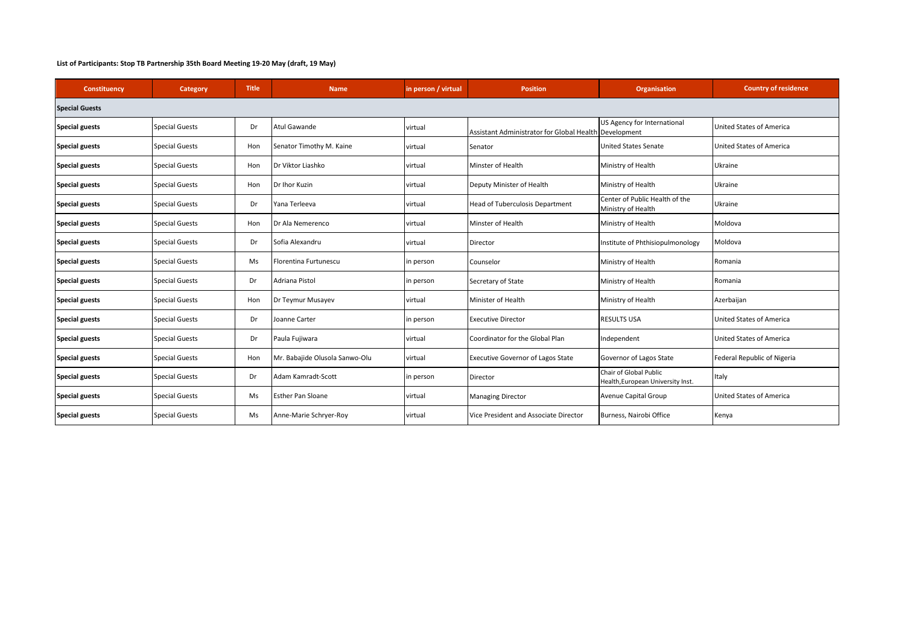**List of Participants: Stop TB Partnership 35th Board Meeting 19-20 May (draft, 19 May)**

| Constituency | Category | Title | Name | in person / virtual | Position | Organisation | Country of residence |
|---|---|---|---|---|---|---|---|
| **Special Guests** | | | | | | | |
| **Special guests** | Special Guests | Dr | Atul Gawande | virtual | Assistant Administrator for Global Health | US Agency for International Development | United States of America |
| **Special guests** | Special Guests | Hon | Senator Timothy M. Kaine | virtual | Senator | United States Senate | United States of America |
| **Special guests** | Special Guests | Hon | Dr Viktor Liashko | virtual | Minster of Health | Ministry of Health | Ukraine |
| **Special guests** | Special Guests | Hon | Dr Ihor Kuzin | virtual | Deputy Minister of Health | Ministry of Health | Ukraine |
| **Special guests** | Special Guests | Dr | Yana Terleeva | virtual | Head of Tuberculosis Department | Center of Public Health of the Ministry of Health | Ukraine |
| **Special guests** | Special Guests | Hon | Dr Ala Nemerenco | virtual | Minster of Health | Ministry of Health | Moldova |
| **Special guests** | Special Guests | Dr | Sofia Alexandru | virtual | Director | Institute of Phthisiopulmonology | Moldova |
| **Special guests** | Special Guests | Ms | Florentina Furtunescu | in person | Counselor | Ministry of Health | Romania |
| **Special guests** | Special Guests | Dr | Adriana Pistol | in person | Secretary of State | Ministry of Health | Romania |
| **Special guests** | Special Guests | Hon | Dr Teymur Musayev | virtual | Minister of Health | Ministry of Health | Azerbaijan |
| **Special guests** | Special Guests | Dr | Joanne Carter | in person | Executive Director | RESULTS USA | United States of America |
| **Special guests** | Special Guests | Dr | Paula Fujiwara | virtual | Coordinator for the Global Plan | Independent | United States of America |
| **Special guests** | Special Guests | Hon | Mr. Babajide Olusola Sanwo-Olu | virtual | Executive Governor of Lagos State | Governor of Lagos State | Federal Republic of Nigeria |
| **Special guests** | Special Guests | Dr | Adam Kamradt-Scott | in person | Director | Chair of Global Public Health,European University Inst. | Italy |
| **Special guests** | Special Guests | Ms | Esther Pan Sloane | virtual | Managing Director | Avenue Capital Group | United States of America |
| **Special guests** | Special Guests | Ms | Anne-Marie Schryer-Roy | virtual | Vice President and Associate Director | Burness, Nairobi Office | Kenya |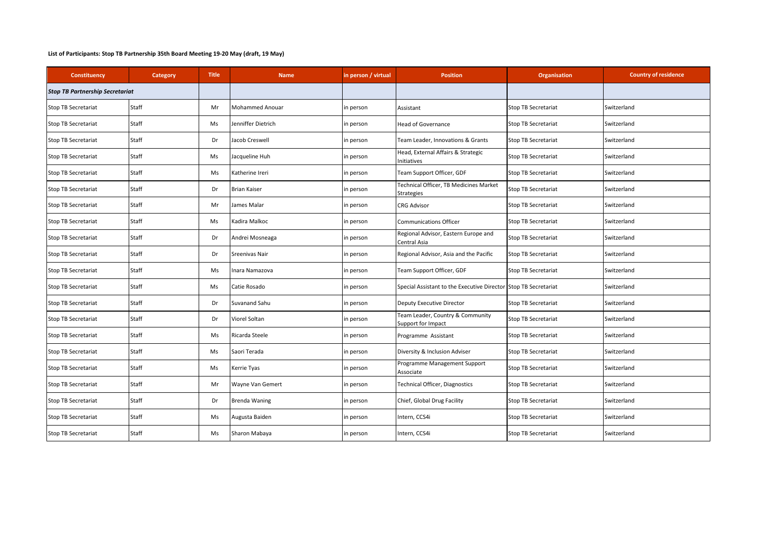**List of Participants: Stop TB Partnership 35th Board Meeting 19-20 May (draft, 19 May)**

| Constituency | Category | Title | Name | in person / virtual | Position | Organisation | Country of residence |
|---|---|---|---|---|---|---|---|
| ***Stop TB Partnership Secretariat*** | | | | | | | |
| Stop TB Secretariat | Staff | Mr | Mohammed Anouar | in person | Assistant | Stop TB Secretariat | Switzerland |
| Stop TB Secretariat | Staff | Ms | Jenniffer Dietrich | in person | Head of Governance | Stop TB Secretariat | Switzerland |
| Stop TB Secretariat | Staff | Dr | Jacob Creswell | in person | Team Leader, Innovations & Grants | Stop TB Secretariat | Switzerland |
| Stop TB Secretariat | Staff | Ms | Jacqueline Huh | in person | Head, External Affairs & Strategic Initiatives | Stop TB Secretariat | Switzerland |
| Stop TB Secretariat | Staff | Ms | Katherine Ireri | in person | Team Support Officer, GDF | Stop TB Secretariat | Switzerland |
| Stop TB Secretariat | Staff | Dr | Brian Kaiser | in person | Technical Officer, TB Medicines Market Strategies | Stop TB Secretariat | Switzerland |
| Stop TB Secretariat | Staff | Mr | James Malar | in person | CRG Advisor | Stop TB Secretariat | Switzerland |
| Stop TB Secretariat | Staff | Ms | Kadira Malkoc | in person | Communications Officer | Stop TB Secretariat | Switzerland |
| Stop TB Secretariat | Staff | Dr | Andrei Mosneaga | in person | Regional Advisor, Eastern Europe and Central Asia | Stop TB Secretariat | Switzerland |
| Stop TB Secretariat | Staff | Dr | Sreenivas Nair | in person | Regional Advisor, Asia and the Pacific | Stop TB Secretariat | Switzerland |
| Stop TB Secretariat | Staff | Ms | Inara Namazova | in person | Team Support Officer, GDF | Stop TB Secretariat | Switzerland |
| Stop TB Secretariat | Staff | Ms | Catie Rosado | in person | Special Assistant to the Executive Director | Stop TB Secretariat | Switzerland |
| Stop TB Secretariat | Staff | Dr | Suvanand Sahu | in person | Deputy Executive Director | Stop TB Secretariat | Switzerland |
| Stop TB Secretariat | Staff | Dr | Viorel Soltan | in person | Team Leader, Country & Community Support for Impact | Stop TB Secretariat | Switzerland |
| Stop TB Secretariat | Staff | Ms | Ricarda Steele | in person | Programme Assistant | Stop TB Secretariat | Switzerland |
| Stop TB Secretariat | Staff | Ms | Saori Terada | in person | Diversity & Inclusion Adviser | Stop TB Secretariat | Switzerland |
| Stop TB Secretariat | Staff | Ms | Kerrie Tyas | in person | Programme Management Support Associate | Stop TB Secretariat | Switzerland |
| Stop TB Secretariat | Staff | Mr | Wayne Van Gemert | in person | Technical Officer, Diagnostics | Stop TB Secretariat | Switzerland |
| Stop TB Secretariat | Staff | Dr | Brenda Waning | in person | Chief, Global Drug Facility | Stop TB Secretariat | Switzerland |
| Stop TB Secretariat | Staff | Ms | Augusta Baiden | in person | Intern, CCS4i | Stop TB Secretariat | Switzerland |
| Stop TB Secretariat | Staff | Ms | Sharon Mabaya | in person | Intern, CCS4i | Stop TB Secretariat | Switzerland |